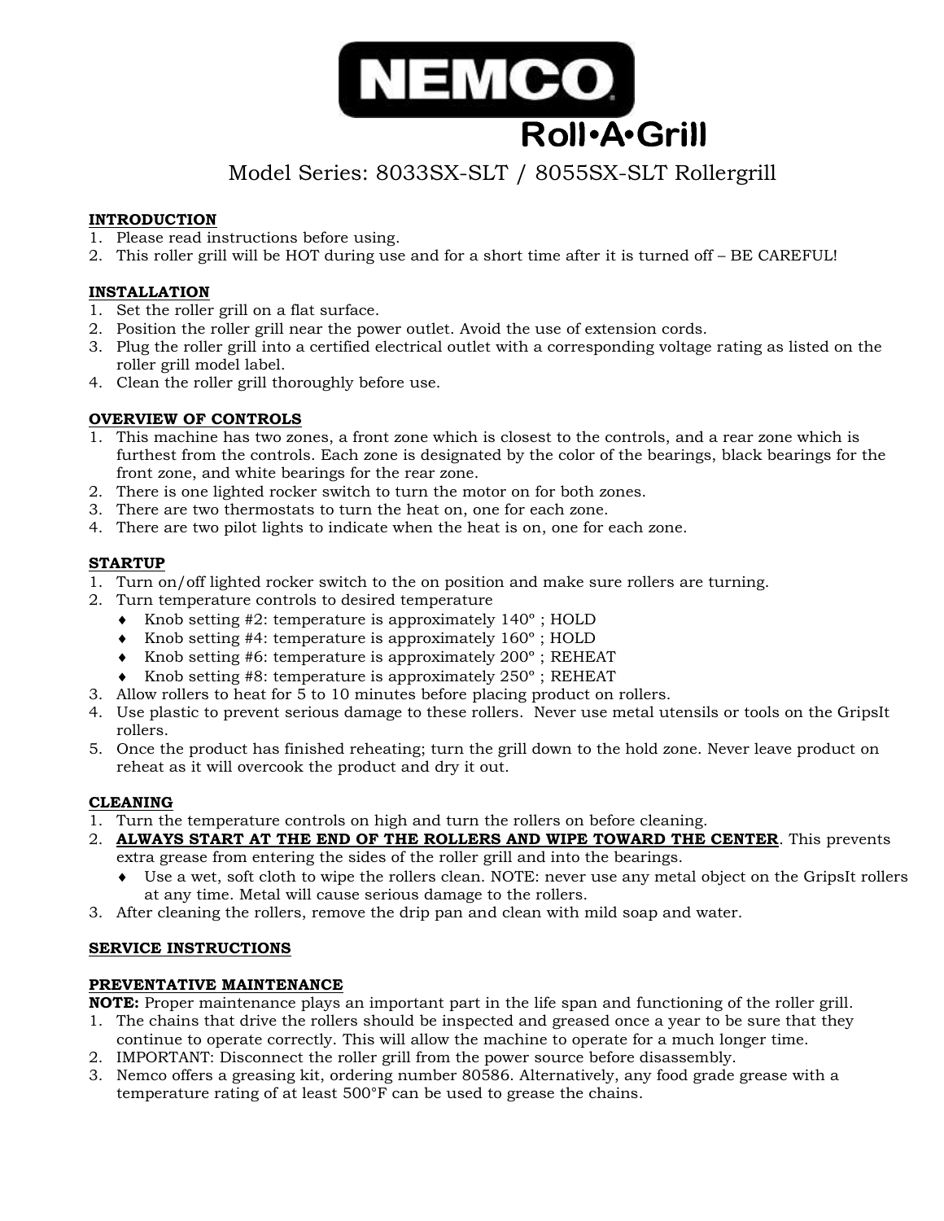# NEMCO

## Roll•A•Grill

### Model Series: 8033SX-SLT / 8055SX-SLT Rollergrill

**INTRODUCTION**

1. Please read instructions before using.
2. This roller grill will be HOT during use and for a short time after it is turned off – BE CAREFUL!

**INSTALLATION**

1. Set the roller grill on a flat surface.
2. Position the roller grill near the power outlet. Avoid the use of extension cords.
3. Plug the roller grill into a certified electrical outlet with a corresponding voltage rating as listed on the roller grill model label.
4. Clean the roller grill thoroughly before use.

**OVERVIEW OF CONTROLS**

1. This machine has two zones, a front zone which is closest to the controls, and a rear zone which is furthest from the controls. Each zone is designated by the color of the bearings, black bearings for the front zone, and white bearings for the rear zone.
2. There is one lighted rocker switch to turn the motor on for both zones.
3. There are two thermostats to turn the heat on, one for each zone.
4. There are two pilot lights to indicate when the heat is on, one for each zone.

**STARTUP**

1. Turn on/off lighted rocker switch to the on position and make sure rollers are turning.
2. Turn temperature controls to desired temperature
   - Knob setting #2: temperature is approximately 140º ; HOLD
   - Knob setting #4: temperature is approximately 160º ; HOLD
   - Knob setting #6: temperature is approximately 200º ; REHEAT
   - Knob setting #8: temperature is approximately 250º ; REHEAT
3. Allow rollers to heat for 5 to 10 minutes before placing product on rollers.
4. Use plastic to prevent serious damage to these rollers. Never use metal utensils or tools on the GripsIt rollers.
5. Once the product has finished reheating; turn the grill down to the hold zone. Never leave product on reheat as it will overcook the product and dry it out.

**CLEANING**

1. Turn the temperature controls on high and turn the rollers on before cleaning.
2. **ALWAYS START AT THE END OF THE ROLLERS AND WIPE TOWARD THE CENTER**. This prevents extra grease from entering the sides of the roller grill and into the bearings.
   - Use a wet, soft cloth to wipe the rollers clean. NOTE: never use any metal object on the GripsIt rollers at any time. Metal will cause serious damage to the rollers.
3. After cleaning the rollers, remove the drip pan and clean with mild soap and water.

**SERVICE INSTRUCTIONS**

**PREVENTATIVE MAINTENANCE**

**NOTE:** Proper maintenance plays an important part in the life span and functioning of the roller grill.

1. The chains that drive the rollers should be inspected and greased once a year to be sure that they continue to operate correctly. This will allow the machine to operate for a much longer time.
2. IMPORTANT: Disconnect the roller grill from the power source before disassembly.
3. Nemco offers a greasing kit, ordering number 80586. Alternatively, any food grade grease with a temperature rating of at least 500°F can be used to grease the chains.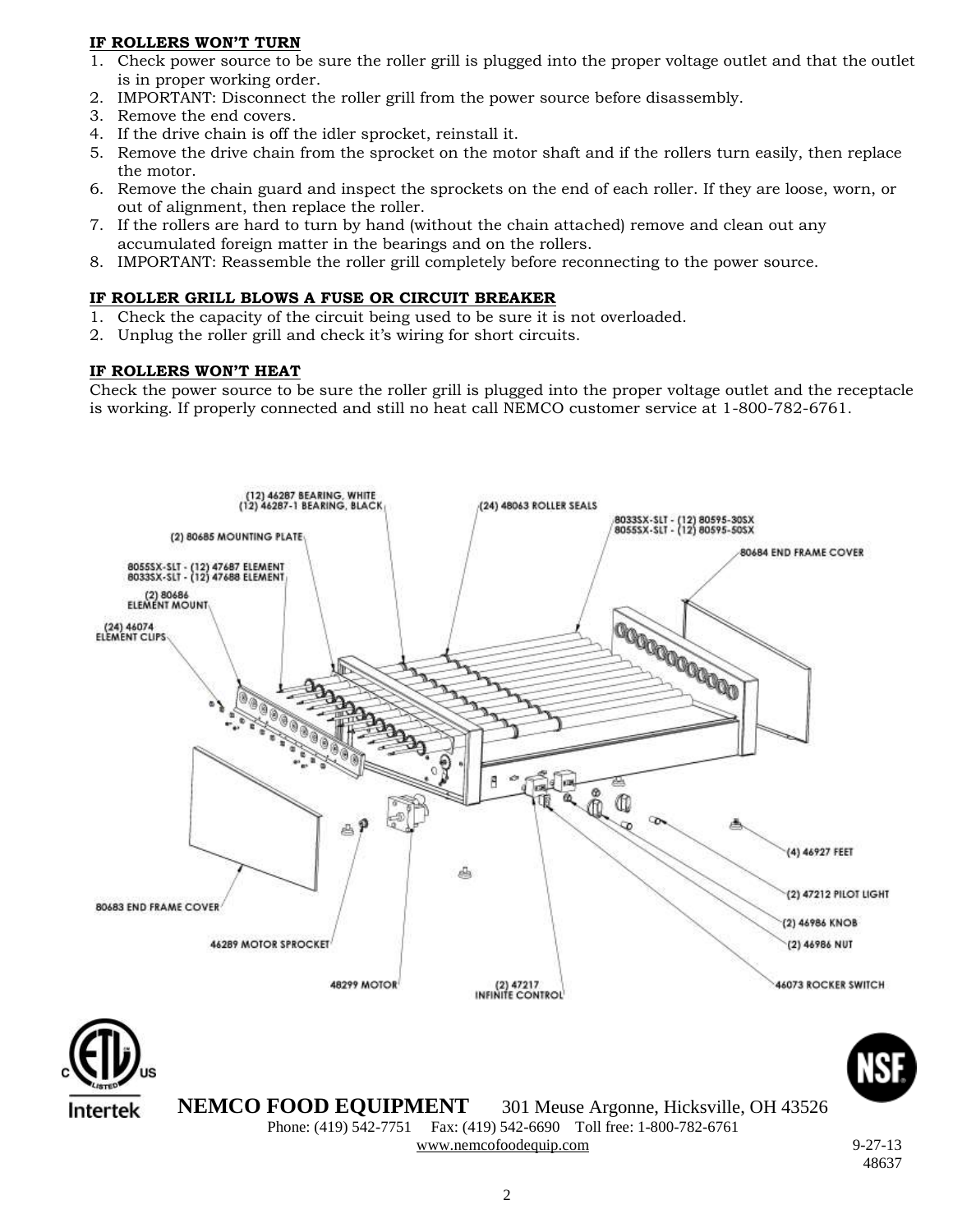**IF ROLLERS WON'T TURN**

1. Check power source to be sure the roller grill is plugged into the proper voltage outlet and that the outlet is in proper working order.
2. IMPORTANT: Disconnect the roller grill from the power source before disassembly.
3. Remove the end covers.
4. If the drive chain is off the idler sprocket, reinstall it.
5. Remove the drive chain from the sprocket on the motor shaft and if the rollers turn easily, then replace the motor.
6. Remove the chain guard and inspect the sprockets on the end of each roller. If they are loose, worn, or out of alignment, then replace the roller.
7. If the rollers are hard to turn by hand (without the chain attached) remove and clean out any accumulated foreign matter in the bearings and on the rollers.
8. IMPORTANT: Reassemble the roller grill completely before reconnecting to the power source.

**IF ROLLER GRILL BLOWS A FUSE OR CIRCUIT BREAKER**

1. Check the capacity of the circuit being used to be sure it is not overloaded.
2. Unplug the roller grill and check it's wiring for short circuits.

**IF ROLLERS WON'T HEAT**

Check the power source to be sure the roller grill is plugged into the proper voltage outlet and the receptacle is working. If properly connected and still no heat call NEMCO customer service at 1-800-782-6761.

(12) 46287 BEARING, WHITE
(12) 46287-1 BEARING, BLACK
(24) 48063 ROLLER SEALS
(2) 80685 MOUNTING PLATE
8033SX-SLT - (12) 80595-30SX
8055SX-SLT - (12) 80595-50SX
80684 END FRAME COVER
8055SX-SLT - (12) 47687 ELEMENT
8033SX-SLT - (12) 47688 ELEMENT
(2) 80686 ELEMENT MOUNT
(24) 46074 ELEMENT CLIPS
(4) 46927 FEET
(2) 47212 PILOT LIGHT
(2) 46986 KNOB
(2) 46986 NUT
80683 END FRAME COVER
46289 MOTOR SPROCKET
48299 MOTOR
(2) 47217 INFINITE CONTROL
46073 ROCKER SWITCH

**NEMCO FOOD EQUIPMENT** 301 Meuse Argonne, Hicksville, OH 43526
Phone: (419) 542-7751 Fax: (419) 542-6690 Toll free: 1-800-782-6761
www.nemcofoodequip.com

9-27-13
48637